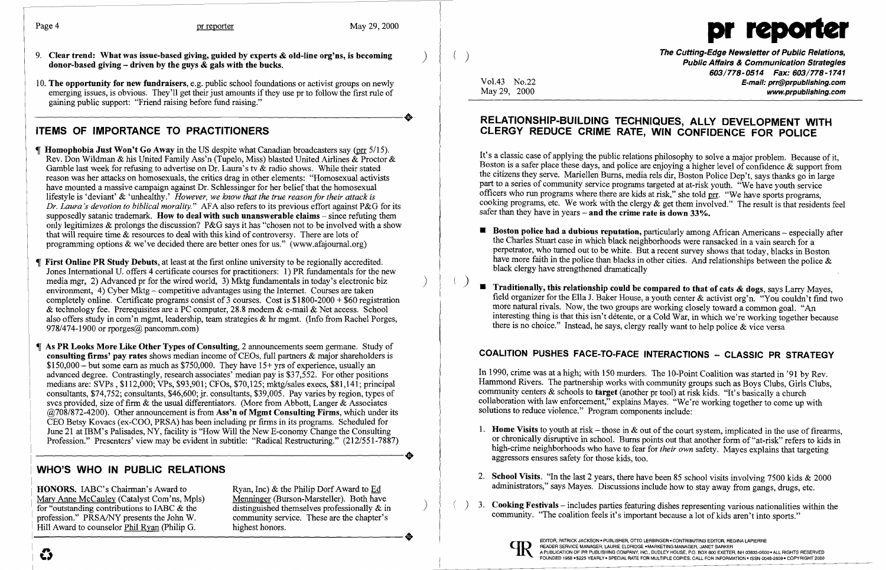9. **Clear trend: What was issue-based giving, guided by experts & old-line org'ns, is becoming donor-based giving – driven by the guys & gals with the bucks.**

10. **The opportunity for new fundraisers**, e.g. public school foundations or activist groups on newly emerging issues, is obvious. They'll get their just amounts if they use pr to follow the first rule of gaining public support: "Friend raising before fund raising."

## ITEMS OF IMPORTANCE TO PRACTITIONERS

¶ **Homophobia Just Won't Go Away** in the US despite what Canadian broadcasters say (prr 5/15). Rev. Don Wildman & his United Family Ass'n (Tupelo, Miss) blasted United Airlines & Proctor & Gamble last week for refusing to advertise on Dr. Laura's tv & radio shows. While their stated reason was her attacks on homosexuals, the critics drag in other elements: "Homosexual activists have mounted a massive campaign against Dr. Schlessinger for her belief that the homosexual lifestyle is 'deviant' & 'unhealthy.' *However, we know that the true reason for their attack is Dr. Laura's devotion to biblical morality.*" AFA also refers to its previous effort against P&G for its supposedly satanic trademark. **How to deal with such unanswerable claims** – since refuting them only legitimizes & prolongs the discussion? P&G says it has "chosen not to be involved with a show that will require time & resources to deal with this kind of controversy. There are lots of programming options & we've decided there are better ones for us." (www.afajournal.org)

¶ **First Online PR Study Debuts**, at least at the first online university to be regionally accredited. Jones International U. offers 4 certificate courses for practitioners: 1) PR fundamentals for the new media mgr, 2) Advanced pr for the wired world, 3) Mktg fundamentals in today's electronic biz environment, 4) Cyber Mktg – competitive advantages using the Internet. Courses are taken completely online. Certificate programs consist of 3 courses. Cost is $1800-2000 + $60 registration & technology fee. Prerequisites are a PC computer, 28.8 modem & e-mail & Net access. School also offers study in com'n mgmt, leadership, team strategies & hr mgmt. (Info from Rachel Porges, 978/474-1900 or rporges@ pancomm.com)

¶ **As PR Looks More Like Other Types of Consulting**, 2 announcements seem germane. Study of **consulting firms' pay rates** shows median income of CEOs, full partners & major shareholders is $150,000 – but some earn as much as $750,000. They have 15+ yrs of experience, usually an advanced degree. Contrastingly, research associates' median pay is $37,552. For other positions medians are: SVPs , $112,000; VPs, $93,901; CFOs, $70,125; mktg/sales execs, $81,141; principal consultants, $74,752; consultants, $46,600; jr. consultants, $39,005. Pay varies by region, types of svcs provided, size of firm & the usual differentiators. (More from Abbott, Langer & Associates @708/872-4200). Other announcement is from **Ass'n of Mgmt Consulting Firms**, which under its CEO Betsy Kovacs (ex-COO, PRSA) has been including pr firms in its programs. Scheduled for June 21 at IBM's Palisades, NY, facility is "How Will the New E-conomy Change the Consulting Profession." Presenters' view may be evident in subtitle: "Radical Restructuring." (212/551-7887)

## WHO'S WHO IN PUBLIC RELATIONS

**HONORS.** IABC's Chairman's Award to Mary Anne McCauley (Catalyst Com'ns, Mpls) for "outstanding contributions to IABC & the profession." PRSA/NY presents the John W. Hill Award to counselor Phil Ryan (Philip G. Ryan, Inc) & the Philip Dorf Award to Ed Menninger (Burson-Marsteller). Both have distinguished themselves professionally & in community service. These are the chapter's highest honors.

# pr reporter

**The Cutting-Edge Newsletter of Public Relations, Public Affairs & Communication Strategies**
603/778-0514 Fax: 603/778-1741
E-mail: prr@prpublishing.com
www.prpublishing.com

Vol.43 No.22
May 29, 2000

## RELATIONSHIP-BUILDING TECHNIQUES, ALLY DEVELOPMENT WITH CLERGY REDUCE CRIME RATE, WIN CONFIDENCE FOR POLICE

It's a classic case of applying the public relations philosophy to solve a major problem. Because of it, Boston is a safer place these days, and police are enjoying a higher level of confidence & support from the citizens they serve. Mariellen Burns, media rels dir, Boston Police Dep't, says thanks go in large part to a series of community service programs targeted at at-risk youth. "We have youth service officers who run programs where there are kids at risk," she told prr. "We have sports programs, cooking programs, etc. We work with the clergy & get them involved." The result is that residents feel safer than they have in years – **and the crime rate is down 33%.**

- **Boston police had a dubious reputation,** particularly among African Americans – especially after the Charles Stuart case in which black neighborhoods were ransacked in a vain search for a perpetrator, who turned out to be white. But a recent survey shows that today, blacks in Boston have more faith in the police than blacks in other cities. And relationships between the police & black clergy have strengthened dramatically

- **Traditionally, this relationship could be compared to that of cats & dogs**, says Larry Mayes, field organizer for the Ella J. Baker House, a youth center & activist org'n. "You couldn't find two more natural rivals. Now, the two groups are working closely toward a common goal. "An interesting thing is that this isn't détente, or a Cold War, in which we're working together because there is no choice." Instead, he says, clergy really want to help police & vice versa

## COALITION PUSHES FACE-TO-FACE INTERACTIONS – CLASSIC PR STRATEGY

In 1990, crime was at a high; with 150 murders. The 10-Point Coalition was started in '91 by Rev. Hammond Rivers. The partnership works with community groups such as Boys Clubs, Girls Clubs, community centers & schools to **target** (another pr tool) at risk kids. "It's basically a church collaboration with law enforcement," explains Mayes. "We're working together to come up with solutions to reduce violence." Program components include:

1. **Home Visits** to youth at risk – those in & out of the court system, implicated in the use of firearms, or chronically disruptive in school. Burns points out that another form of "at-risk" refers to kids in high-crime neighborhoods who have to fear for *their own* safety. Mayes explains that targeting aggressors ensures safety for those kids, too.

2. **School Visits.** "In the last 2 years, there have been 85 school visits involving 7500 kids & 2000 administrators," says Mayes. Discussions include how to stay away from gangs, drugs, etc.

3. **Cooking Festivals** – includes parties featuring dishes representing various nationalities within the community. "The coalition feels it's important because a lot of kids aren't into sports."

EDITOR, PATRICK JACKSON • PUBLISHER, OTTO LERBINGER • CONTRIBUTING EDITOR, REGINA LAPIERRE
READER SERVICE MANAGER, LAURIE ELDRIDGE • MARKETING MANAGER, JANET BARKER
A PUBLICATION OF PR PUBLISHING COMPANY, INC., DUDLEY HOUSE, P.O. BOX 600 EXETER, NH 03833-0600 • ALL RIGHTS RESERVED
FOUNDED 1958 • $225 YEARLY • SPECIAL RATE FOR MULTIPLE COPIES: CALL FOR INFORMATION • ISSN 0048-2609 • COPYRIGHT 2000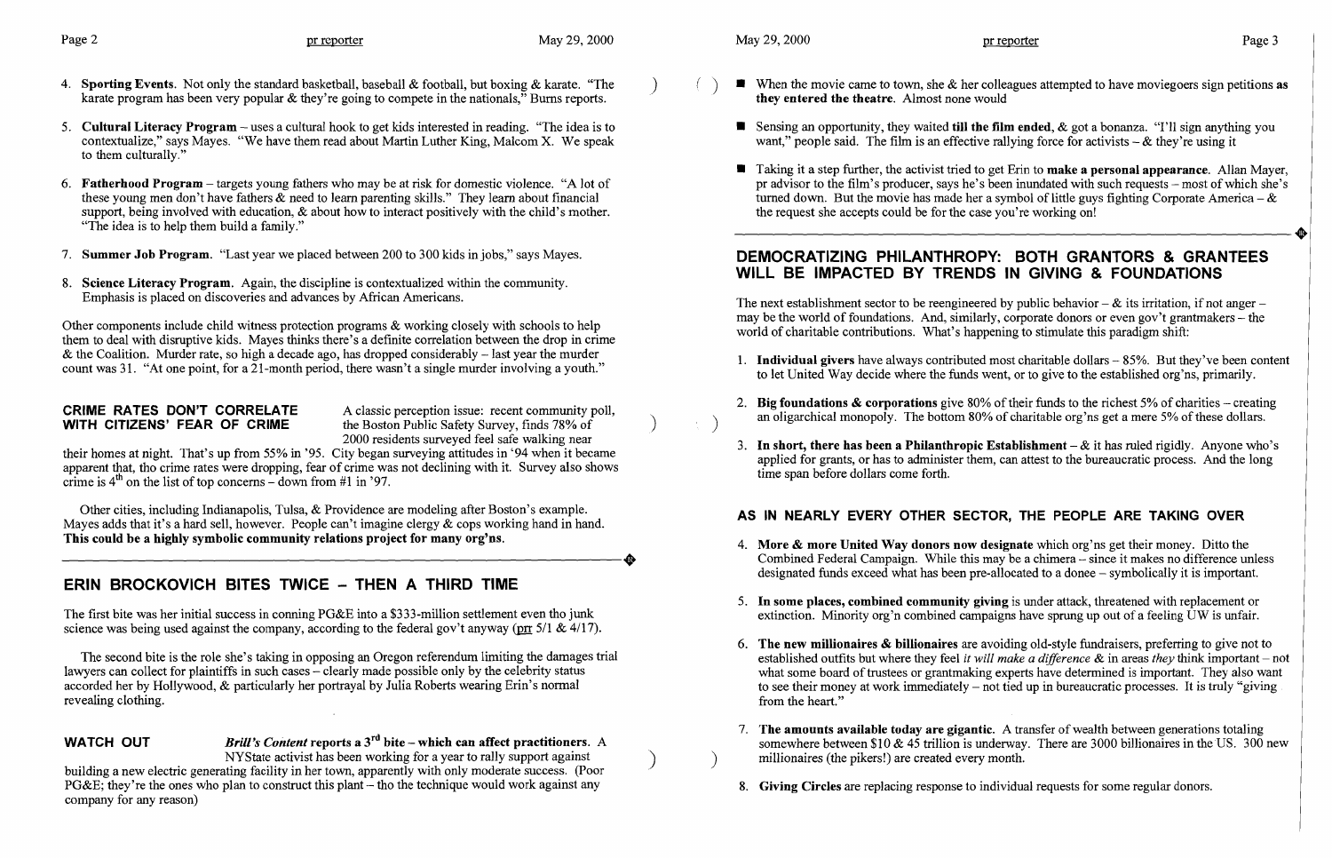4. **Sporting Events**. Not only the standard basketball, baseball & football, but boxing & karate. "The karate program has been very popular & they're going to compete in the nationals," Burns reports.

5. **Cultural Literacy Program** – uses a cultural hook to get kids interested in reading. "The idea is to contextualize," says Mayes. "We have them read about Martin Luther King, Malcom X. We speak to them culturally."

6. **Fatherhood Program** – targets young fathers who may be at risk for domestic violence. "A lot of these young men don't have fathers & need to learn parenting skills." They learn about financial support, being involved with education, & about how to interact positively with the child's mother. "The idea is to help them build a family."

7. **Summer Job Program**. "Last year we placed between 200 to 300 kids in jobs," says Mayes.

8. **Science Literacy Program**. Again, the discipline is contextualized within the community. Emphasis is placed on discoveries and advances by African Americans.

Other components include child witness protection programs & working closely with schools to help them to deal with disruptive kids. Mayes thinks there's a definite correlation between the drop in crime & the Coalition. Murder rate, so high a decade ago, has dropped considerably – last year the murder count was 31. "At one point, for a 21-month period, there wasn't a single murder involving a youth."

**CRIME RATES DON'T CORRELATE WITH CITIZENS' FEAR OF CRIME** A classic perception issue: recent community poll, the Boston Public Safety Survey, finds 78% of 2000 residents surveyed feel safe walking near their homes at night. That's up from 55% in '95. City began surveying attitudes in '94 when it became apparent that, tho crime rates were dropping, fear of crime was not declining with it. Survey also shows crime is 4th on the list of top concerns – down from #1 in '97.

Other cities, including Indianapolis, Tulsa, & Providence are modeling after Boston's example. Mayes adds that it's a hard sell, however. People can't imagine clergy & cops working hand in hand. **This could be a highly symbolic community relations project for many org'ns.**

## ERIN BROCKOVICH BITES TWICE – THEN A THIRD TIME

The first bite was her initial success in conning PG&E into a $333-million settlement even tho junk science was being used against the company, according to the federal gov't anyway (prr 5/1 & 4/17).

The second bite is the role she's taking in opposing an Oregon referendum limiting the damages trial lawyers can collect for plaintiffs in such cases – clearly made possible only by the celebrity status accorded her by Hollywood, & particularly her portrayal by Julia Roberts wearing Erin's normal revealing clothing.

**WATCH OUT** ***Brill's Content*** **reports a 3rd bite – which can affect practitioners.** A NYState activist has been working for a year to rally support against building a new electric generating facility in her town, apparently with only moderate success. (Poor PG&E; they're the ones who plan to construct this plant – tho the technique would work against any company for any reason)

- When the movie came to town, she & her colleagues attempted to have moviegoers sign petitions **as they entered the theatre**. Almost none would
- Sensing an opportunity, they waited **till the film ended**, & got a bonanza. "I'll sign anything you want," people said. The film is an effective rallying force for activists – & they're using it
- Taking it a step further, the activist tried to get Erin to **make a personal appearance**. Allan Mayer, pr advisor to the film's producer, says he's been inundated with such requests – most of which she's turned down. But the movie has made her a symbol of little guys fighting Corporate America – & the request she accepts could be for the case you're working on!

## DEMOCRATIZING PHILANTHROPY: BOTH GRANTORS & GRANTEES WILL BE IMPACTED BY TRENDS IN GIVING & FOUNDATIONS

The next establishment sector to be reengineered by public behavior – & its irritation, if not anger – may be the world of foundations. And, similarly, corporate donors or even gov't grantmakers – the world of charitable contributions. What's happening to stimulate this paradigm shift:

1. **Individual givers** have always contributed most charitable dollars – 85%. But they've been content to let United Way decide where the funds went, or to give to the established org'ns, primarily.

2. **Big foundations & corporations** give 80% of their funds to the richest 5% of charities – creating an oligarchical monopoly. The bottom 80% of charitable org'ns get a mere 5% of these dollars.

3. **In short, there has been a Philanthropic Establishment** – & it has ruled rigidly. Anyone who's applied for grants, or has to administer them, can attest to the bureaucratic process. And the long time span before dollars come forth.

### AS IN NEARLY EVERY OTHER SECTOR, THE PEOPLE ARE TAKING OVER

4. **More & more United Way donors now designate** which org'ns get their money. Ditto the Combined Federal Campaign. While this may be a chimera – since it makes no difference unless designated funds exceed what has been pre-allocated to a donee – symbolically it is important.

5. **In some places, combined community giving** is under attack, threatened with replacement or extinction. Minority org'n combined campaigns have sprung up out of a feeling UW is unfair.

6. **The new millionaires & billionaires** are avoiding old-style fundraisers, preferring to give not to established outfits but where they feel *it will make a difference* & in areas *they* think important – not what some board of trustees or grantmaking experts have determined is important. They also want to see their money at work immediately – not tied up in bureaucratic processes. It is truly "giving from the heart."

7. **The amounts available today are gigantic.** A transfer of wealth between generations totaling somewhere between $10 & 45 trillion is underway. There are 3000 billionaires in the US. 300 new millionaires (the pikers!) are created every month.

8. **Giving Circles** are replacing response to individual requests for some regular donors.